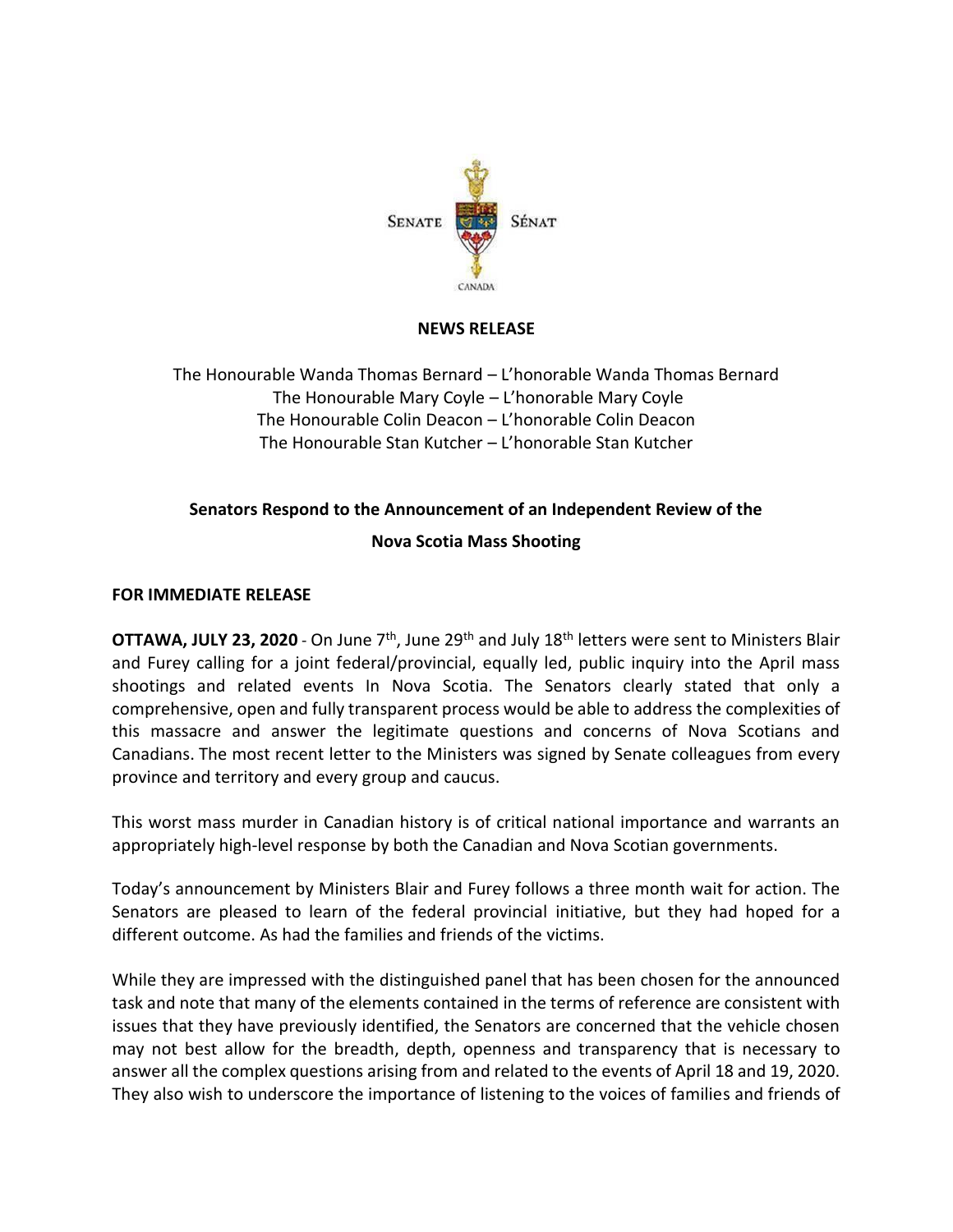SENATE SÉNAT

CANADA

**NEWS RELEASE**

The Honourable Wanda Thomas Bernard – L'honorable Wanda Thomas Bernard
The Honourable Mary Coyle – L'honorable Mary Coyle
The Honourable Colin Deacon – L'honorable Colin Deacon
The Honourable Stan Kutcher – L'honorable Stan Kutcher

**Senators Respond to the Announcement of an Independent Review of the Nova Scotia Mass Shooting**

**FOR IMMEDIATE RELEASE**

**OTTAWA, JULY 23, 2020** - On June 7th, June 29th and July 18th letters were sent to Ministers Blair and Furey calling for a joint federal/provincial, equally led, public inquiry into the April mass shootings and related events In Nova Scotia. The Senators clearly stated that only a comprehensive, open and fully transparent process would be able to address the complexities of this massacre and answer the legitimate questions and concerns of Nova Scotians and Canadians. The most recent letter to the Ministers was signed by Senate colleagues from every province and territory and every group and caucus.

This worst mass murder in Canadian history is of critical national importance and warrants an appropriately high-level response by both the Canadian and Nova Scotian governments.

Today's announcement by Ministers Blair and Furey follows a three month wait for action. The Senators are pleased to learn of the federal provincial initiative, but they had hoped for a different outcome. As had the families and friends of the victims.

While they are impressed with the distinguished panel that has been chosen for the announced task and note that many of the elements contained in the terms of reference are consistent with issues that they have previously identified, the Senators are concerned that the vehicle chosen may not best allow for the breadth, depth, openness and transparency that is necessary to answer all the complex questions arising from and related to the events of April 18 and 19, 2020. They also wish to underscore the importance of listening to the voices of families and friends of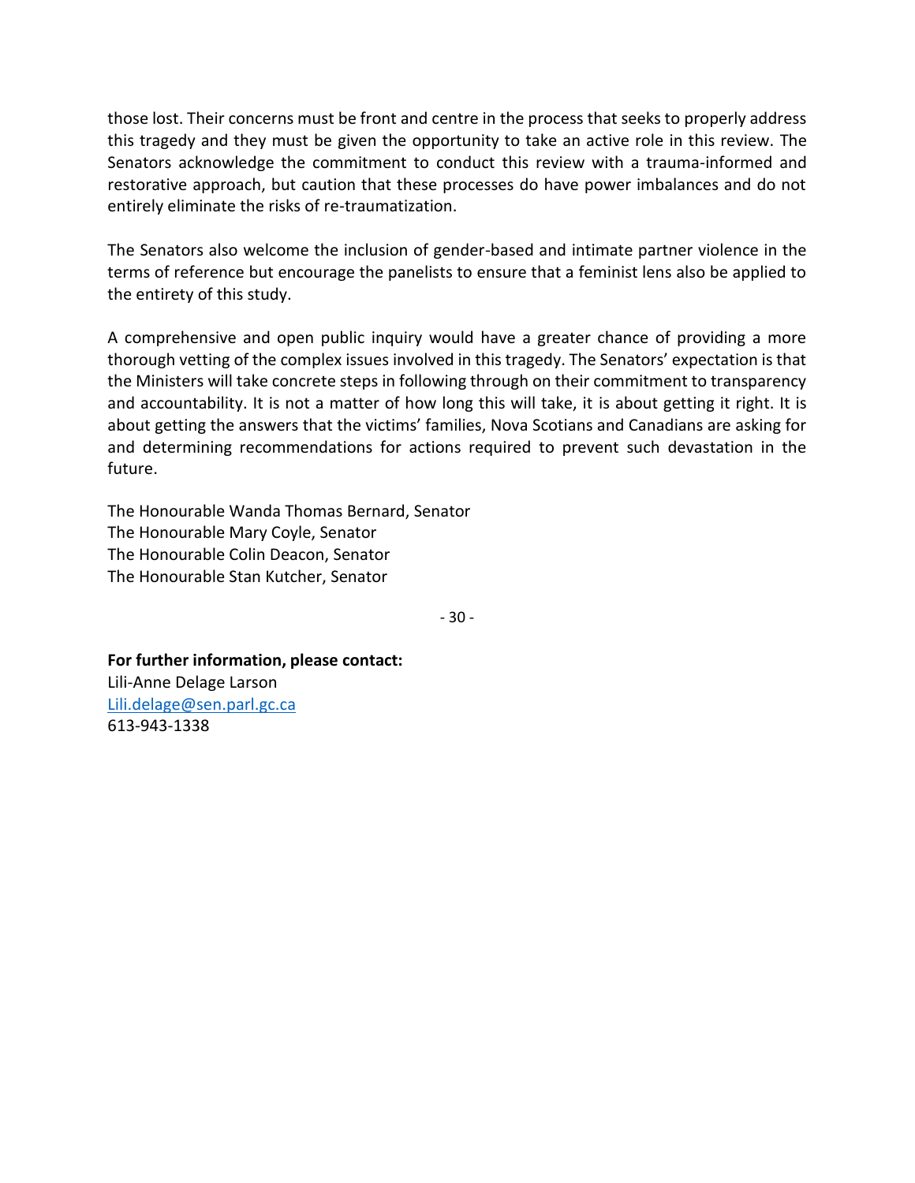those lost. Their concerns must be front and centre in the process that seeks to properly address this tragedy and they must be given the opportunity to take an active role in this review. The Senators acknowledge the commitment to conduct this review with a trauma-informed and restorative approach, but caution that these processes do have power imbalances and do not entirely eliminate the risks of re-traumatization.

The Senators also welcome the inclusion of gender-based and intimate partner violence in the terms of reference but encourage the panelists to ensure that a feminist lens also be applied to the entirety of this study.

A comprehensive and open public inquiry would have a greater chance of providing a more thorough vetting of the complex issues involved in this tragedy. The Senators' expectation is that the Ministers will take concrete steps in following through on their commitment to transparency and accountability. It is not a matter of how long this will take, it is about getting it right. It is about getting the answers that the victims' families, Nova Scotians and Canadians are asking for and determining recommendations for actions required to prevent such devastation in the future.

The Honourable Wanda Thomas Bernard, Senator
The Honourable Mary Coyle, Senator
The Honourable Colin Deacon, Senator
The Honourable Stan Kutcher, Senator

- 30 -

**For further information, please contact:**
Lili-Anne Delage Larson
Lili.delage@sen.parl.gc.ca
613-943-1338